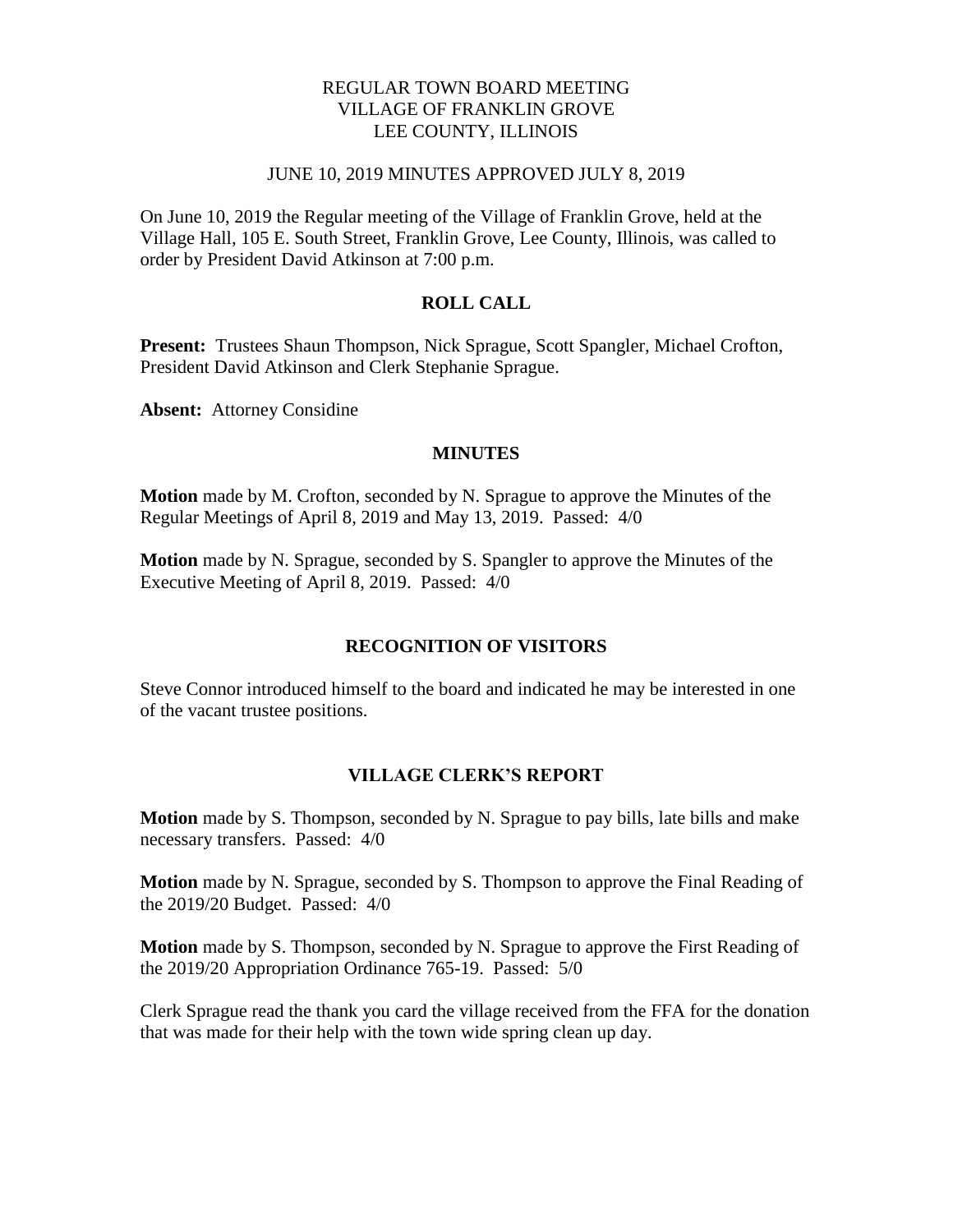# REGULAR TOWN BOARD MEETING
# VILLAGE OF FRANKLIN GROVE
# LEE COUNTY, ILLINOIS

JUNE 10, 2019 MINUTES APPROVED JULY 8, 2019

On June 10, 2019 the Regular meeting of the Village of Franklin Grove, held at the Village Hall, 105 E. South Street, Franklin Grove, Lee County, Illinois, was called to order by President David Atkinson at 7:00 p.m.

## ROLL CALL

**Present:** Trustees Shaun Thompson, Nick Sprague, Scott Spangler, Michael Crofton, President David Atkinson and Clerk Stephanie Sprague.

**Absent:** Attorney Considine

## MINUTES

**Motion** made by M. Crofton, seconded by N. Sprague to approve the Minutes of the Regular Meetings of April 8, 2019 and May 13, 2019. Passed: 4/0

**Motion** made by N. Sprague, seconded by S. Spangler to approve the Minutes of the Executive Meeting of April 8, 2019. Passed: 4/0

## RECOGNITION OF VISITORS

Steve Connor introduced himself to the board and indicated he may be interested in one of the vacant trustee positions.

## VILLAGE CLERK'S REPORT

**Motion** made by S. Thompson, seconded by N. Sprague to pay bills, late bills and make necessary transfers. Passed: 4/0

**Motion** made by N. Sprague, seconded by S. Thompson to approve the Final Reading of the 2019/20 Budget. Passed: 4/0

**Motion** made by S. Thompson, seconded by N. Sprague to approve the First Reading of the 2019/20 Appropriation Ordinance 765-19. Passed: 5/0

Clerk Sprague read the thank you card the village received from the FFA for the donation that was made for their help with the town wide spring clean up day.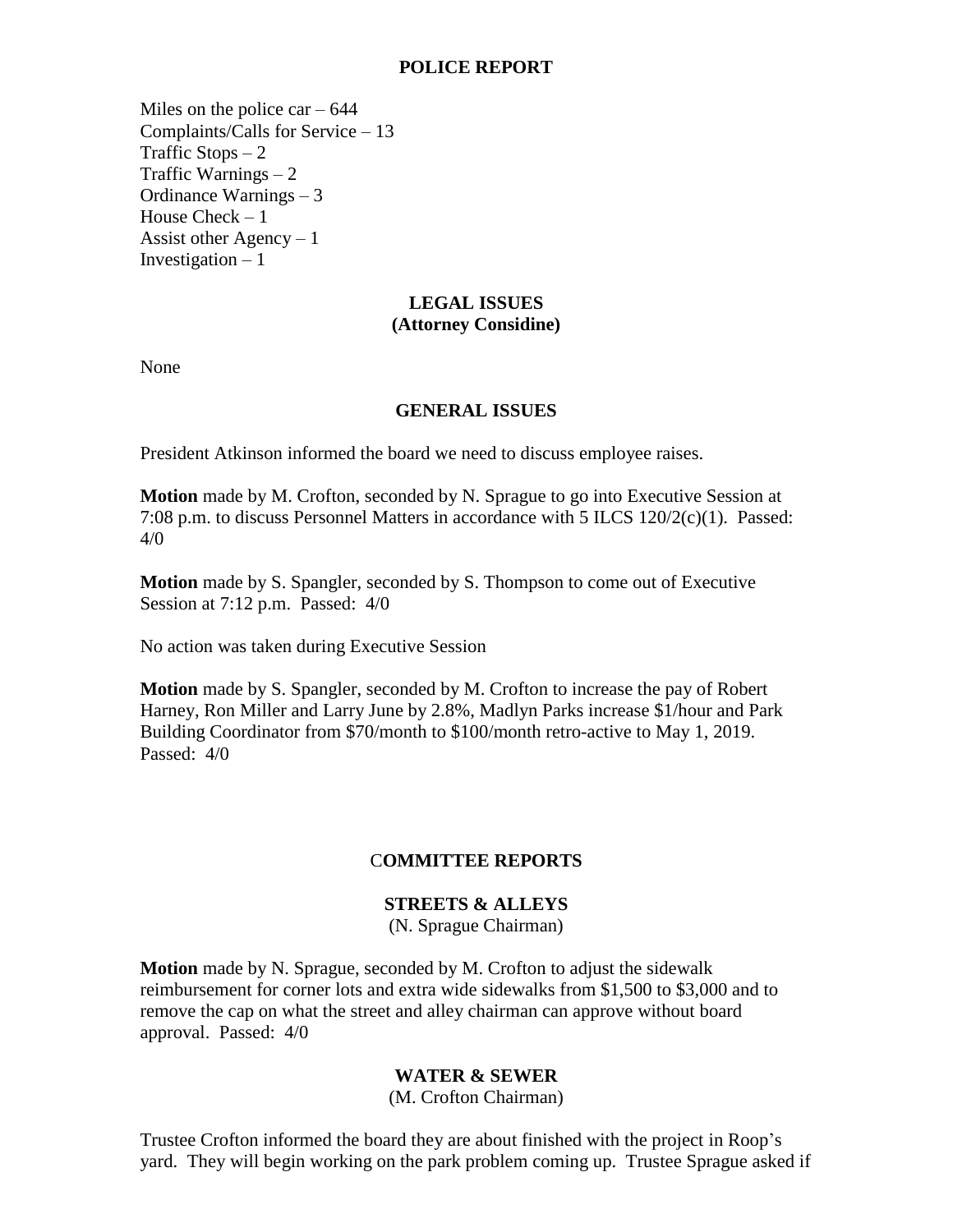## POLICE REPORT

Miles on the police car – 644
Complaints/Calls for Service – 13
Traffic Stops – 2
Traffic Warnings – 2
Ordinance Warnings – 3
House Check – 1
Assist other Agency – 1
Investigation – 1

## LEGAL ISSUES
**(Attorney Considine)**

None

## GENERAL ISSUES

President Atkinson informed the board we need to discuss employee raises.

**Motion** made by M. Crofton, seconded by N. Sprague to go into Executive Session at 7:08 p.m. to discuss Personnel Matters in accordance with 5 ILCS 120/2(c)(1). Passed: 4/0

**Motion** made by S. Spangler, seconded by S. Thompson to come out of Executive Session at 7:12 p.m. Passed: 4/0

No action was taken during Executive Session

**Motion** made by S. Spangler, seconded by M. Crofton to increase the pay of Robert Harney, Ron Miller and Larry June by 2.8%, Madlyn Parks increase $1/hour and Park Building Coordinator from $70/month to $100/month retro-active to May 1, 2019. Passed: 4/0

## COMMITTEE REPORTS

### STREETS & ALLEYS
(N. Sprague Chairman)

**Motion** made by N. Sprague, seconded by M. Crofton to adjust the sidewalk reimbursement for corner lots and extra wide sidewalks from $1,500 to $3,000 and to remove the cap on what the street and alley chairman can approve without board approval. Passed: 4/0

### WATER & SEWER
(M. Crofton Chairman)

Trustee Crofton informed the board they are about finished with the project in Roop's yard. They will begin working on the park problem coming up. Trustee Sprague asked if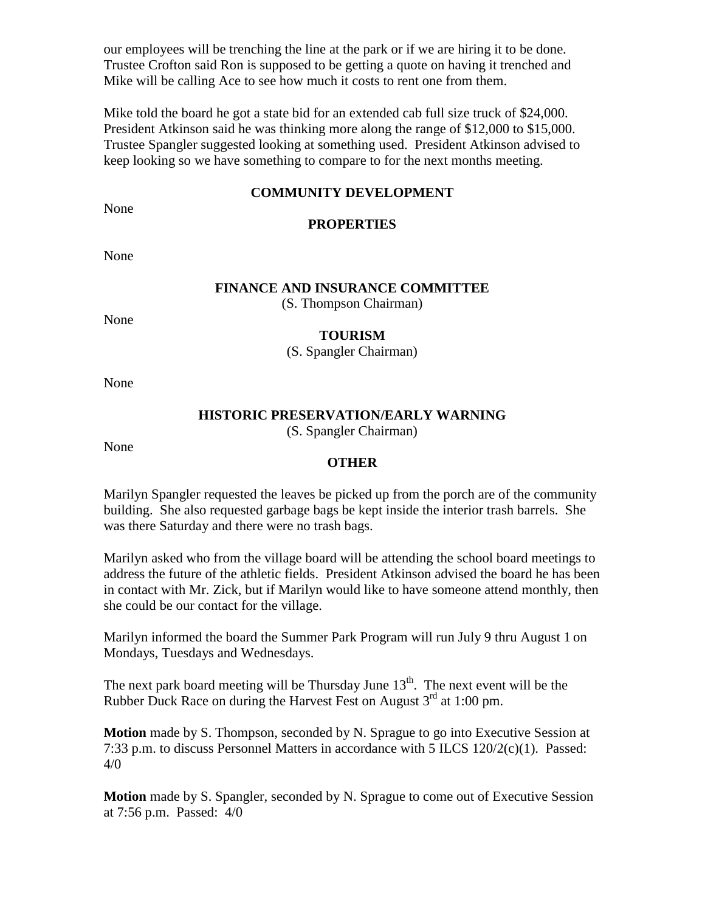our employees will be trenching the line at the park or if we are hiring it to be done. Trustee Crofton said Ron is supposed to be getting a quote on having it trenched and Mike will be calling Ace to see how much it costs to rent one from them.

Mike told the board he got a state bid for an extended cab full size truck of $24,000. President Atkinson said he was thinking more along the range of $12,000 to $15,000. Trustee Spangler suggested looking at something used. President Atkinson advised to keep looking so we have something to compare to for the next months meeting.

**COMMUNITY DEVELOPMENT**

None

**PROPERTIES**

None

**FINANCE AND INSURANCE COMMITTEE**
(S. Thompson Chairman)

None

**TOURISM**
(S. Spangler Chairman)

None

**HISTORIC PRESERVATION/EARLY WARNING**
(S. Spangler Chairman)

None

**OTHER**

Marilyn Spangler requested the leaves be picked up from the porch are of the community building. She also requested garbage bags be kept inside the interior trash barrels. She was there Saturday and there were no trash bags.

Marilyn asked who from the village board will be attending the school board meetings to address the future of the athletic fields. President Atkinson advised the board he has been in contact with Mr. Zick, but if Marilyn would like to have someone attend monthly, then she could be our contact for the village.

Marilyn informed the board the Summer Park Program will run July 9 thru August 1 on Mondays, Tuesdays and Wednesdays.

The next park board meeting will be Thursday June 13th. The next event will be the Rubber Duck Race on during the Harvest Fest on August 3rd at 1:00 pm.

**Motion** made by S. Thompson, seconded by N. Sprague to go into Executive Session at 7:33 p.m. to discuss Personnel Matters in accordance with 5 ILCS 120/2(c)(1). Passed: 4/0

**Motion** made by S. Spangler, seconded by N. Sprague to come out of Executive Session at 7:56 p.m. Passed: 4/0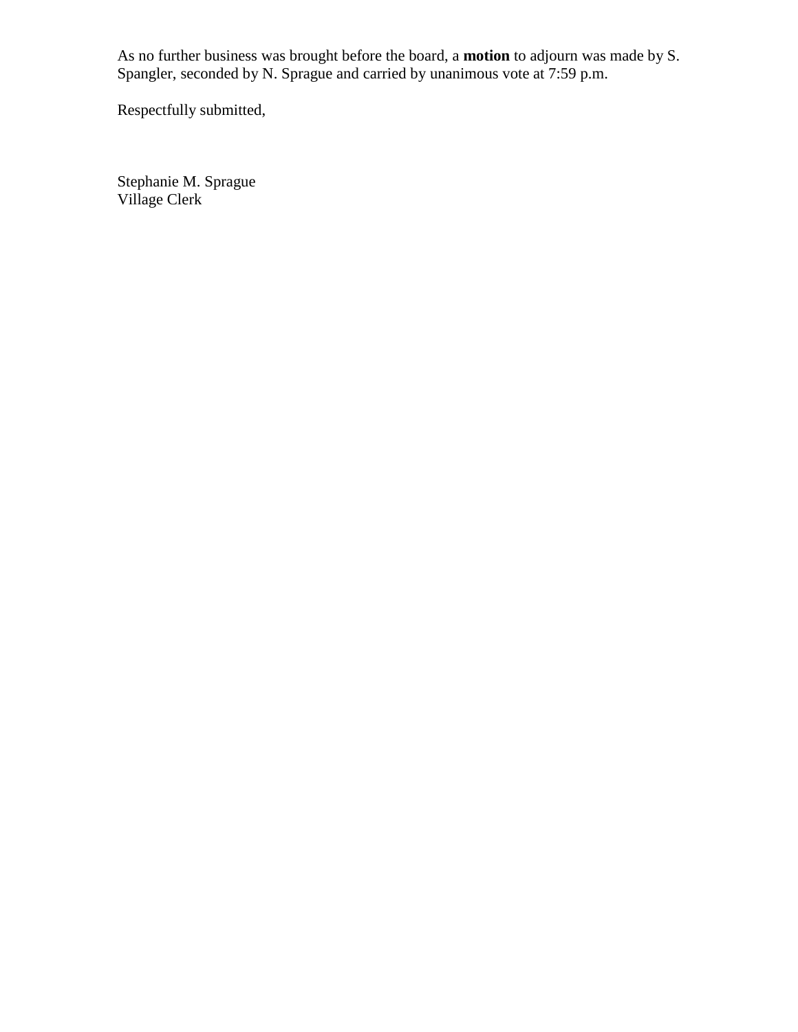As no further business was brought before the board, a **motion** to adjourn was made by S. Spangler, seconded by N. Sprague and carried by unanimous vote at 7:59 p.m.

Respectfully submitted,

Stephanie M. Sprague
Village Clerk